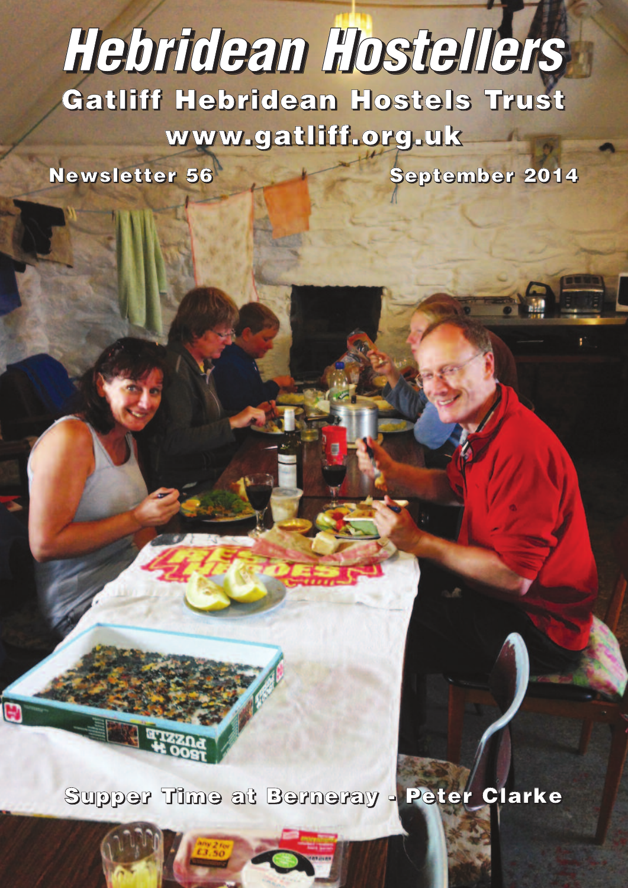# Hebridean Hostellers

## Gatliff Hebridean Hostels Trust

**www.gatliff.org.uk**

**Newsletter 56** **September 2014**

**Supper Time at Berneray - Peter Clarke**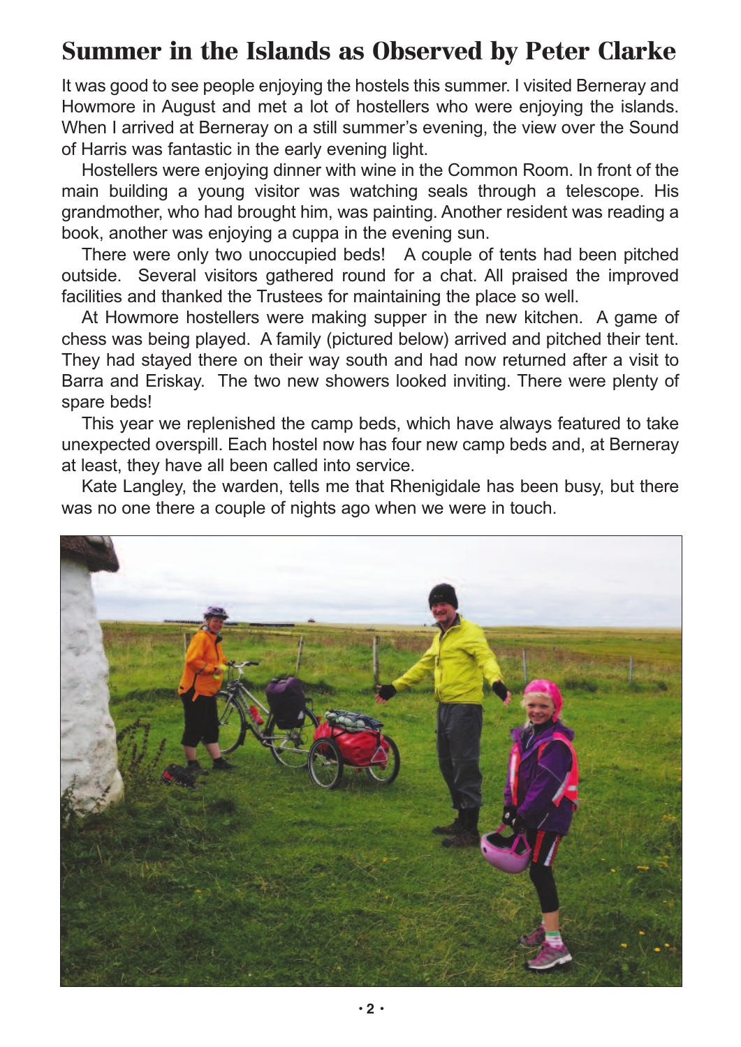# Summer in the Islands as Observed by Peter Clarke

It was good to see people enjoying the hostels this summer. I visited Berneray and Howmore in August and met a lot of hostellers who were enjoying the islands. When I arrived at Berneray on a still summer's evening, the view over the Sound of Harris was fantastic in the early evening light.

Hostellers were enjoying dinner with wine in the Common Room. In front of the main building a young visitor was watching seals through a telescope. His grandmother, who had brought him, was painting. Another resident was reading a book, another was enjoying a cuppa in the evening sun.

There were only two unoccupied beds! A couple of tents had been pitched outside. Several visitors gathered round for a chat. All praised the improved facilities and thanked the Trustees for maintaining the place so well.

At Howmore hostellers were making supper in the new kitchen. A game of chess was being played. A family (pictured below) arrived and pitched their tent. They had stayed there on their way south and had now returned after a visit to Barra and Eriskay. The two new showers looked inviting. There were plenty of spare beds!

This year we replenished the camp beds, which have always featured to take unexpected overspill. Each hostel now has four new camp beds and, at Berneray at least, they have all been called into service.

Kate Langley, the warden, tells me that Rhenigidale has been busy, but there was no one there a couple of nights ago when we were in touch.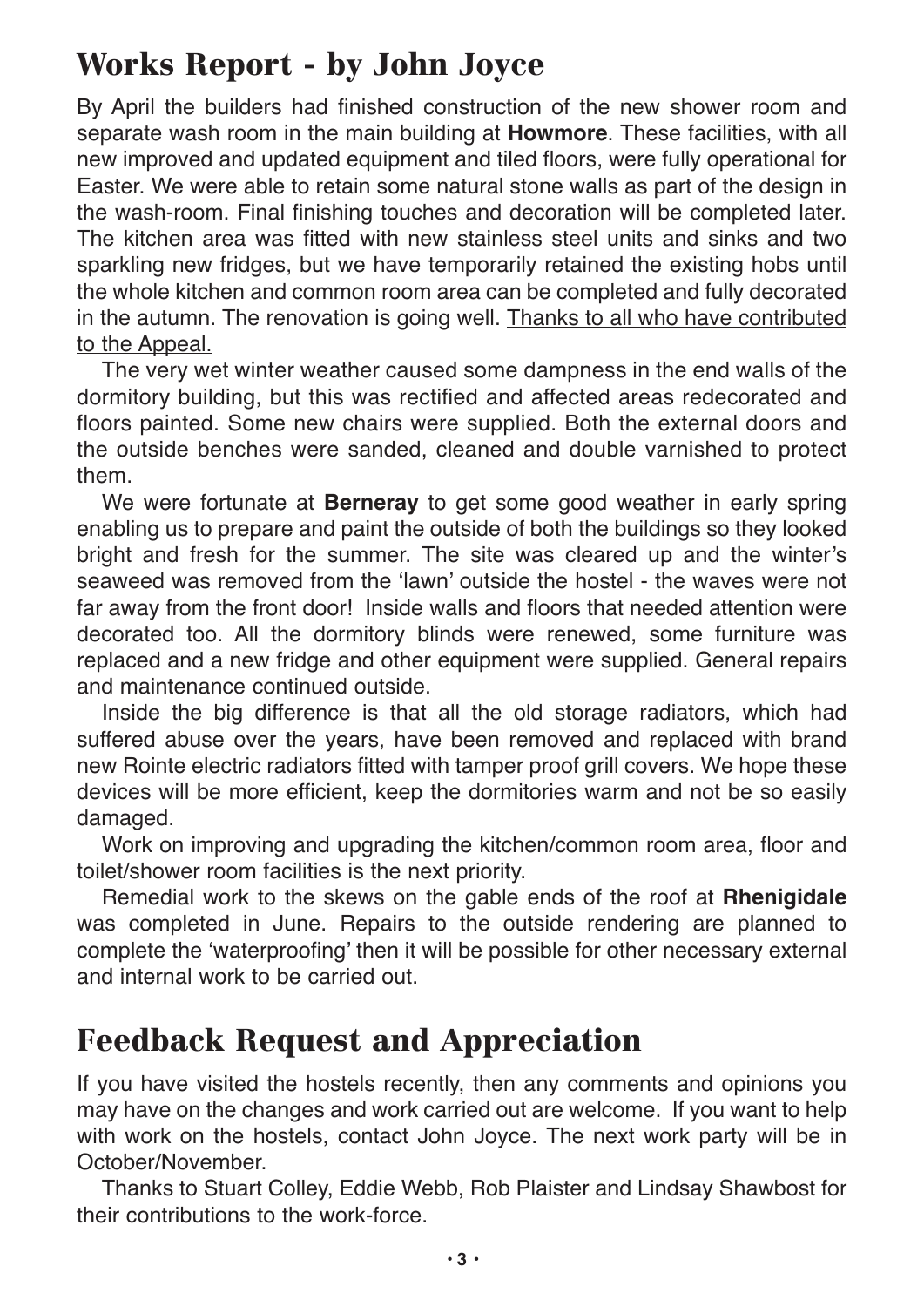## Works Report - by John Joyce

By April the builders had finished construction of the new shower room and separate wash room in the main building at **Howmore**. These facilities, with all new improved and updated equipment and tiled floors, were fully operational for Easter. We were able to retain some natural stone walls as part of the design in the wash-room. Final finishing touches and decoration will be completed later. The kitchen area was fitted with new stainless steel units and sinks and two sparkling new fridges, but we have temporarily retained the existing hobs until the whole kitchen and common room area can be completed and fully decorated in the autumn. The renovation is going well. <u>Thanks to all who have contributed to the Appeal.</u>

The very wet winter weather caused some dampness in the end walls of the dormitory building, but this was rectified and affected areas redecorated and floors painted. Some new chairs were supplied. Both the external doors and the outside benches were sanded, cleaned and double varnished to protect them.

We were fortunate at **Berneray** to get some good weather in early spring enabling us to prepare and paint the outside of both the buildings so they looked bright and fresh for the summer. The site was cleared up and the winter's seaweed was removed from the 'lawn' outside the hostel - the waves were not far away from the front door! Inside walls and floors that needed attention were decorated too. All the dormitory blinds were renewed, some furniture was replaced and a new fridge and other equipment were supplied. General repairs and maintenance continued outside.

Inside the big difference is that all the old storage radiators, which had suffered abuse over the years, have been removed and replaced with brand new Rointe electric radiators fitted with tamper proof grill covers. We hope these devices will be more efficient, keep the dormitories warm and not be so easily damaged.

Work on improving and upgrading the kitchen/common room area, floor and toilet/shower room facilities is the next priority.

Remedial work to the skews on the gable ends of the roof at **Rhenigidale** was completed in June. Repairs to the outside rendering are planned to complete the 'waterproofing' then it will be possible for other necessary external and internal work to be carried out.

## Feedback Request and Appreciation

If you have visited the hostels recently, then any comments and opinions you may have on the changes and work carried out are welcome. If you want to help with work on the hostels, contact John Joyce. The next work party will be in October/November.

Thanks to Stuart Colley, Eddie Webb, Rob Plaister and Lindsay Shawbost for their contributions to the work-force.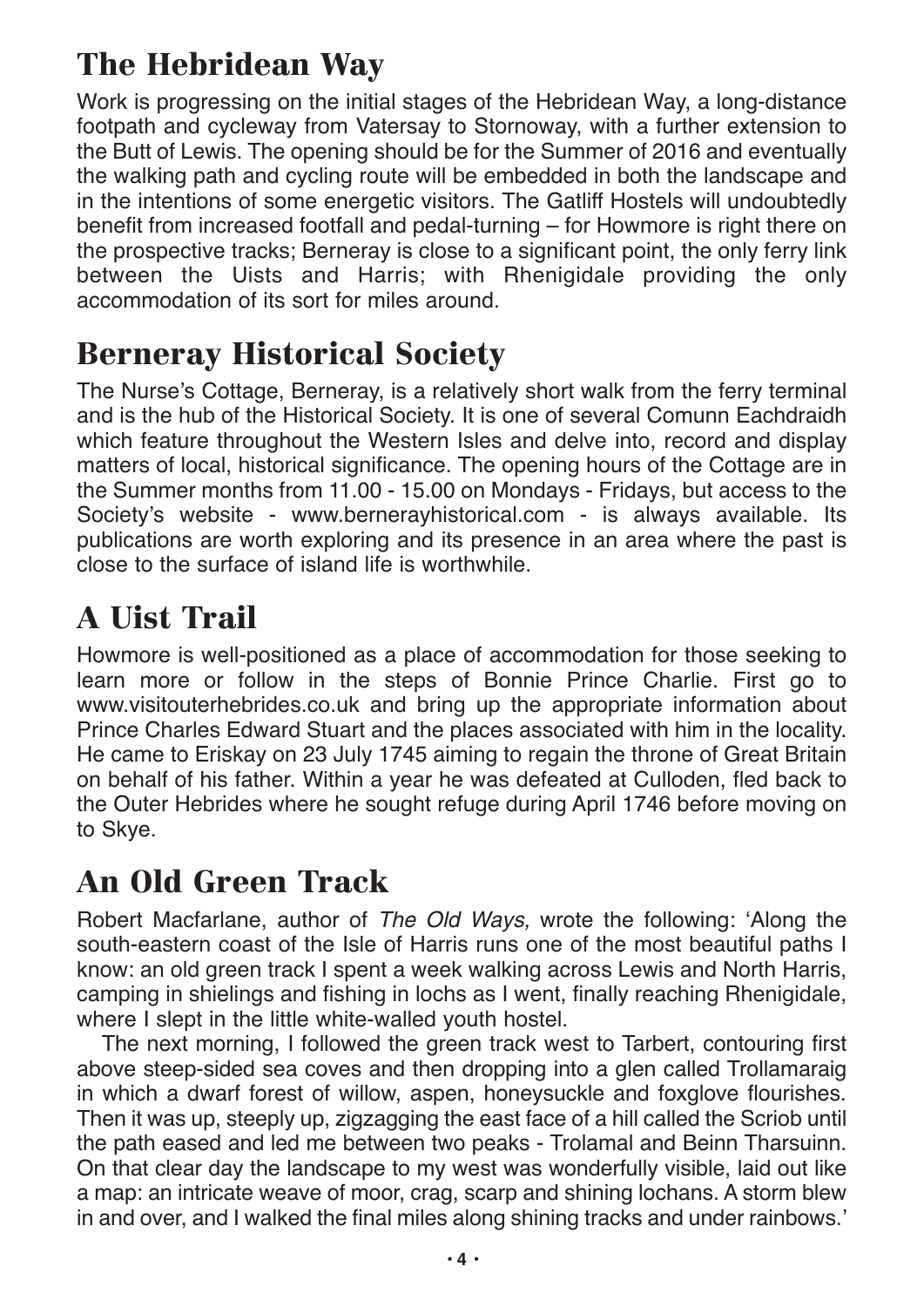## The Hebridean Way

Work is progressing on the initial stages of the Hebridean Way, a long-distance footpath and cycleway from Vatersay to Stornoway, with a further extension to the Butt of Lewis. The opening should be for the Summer of 2016 and eventually the walking path and cycling route will be embedded in both the landscape and in the intentions of some energetic visitors. The Gatliff Hostels will undoubtedly benefit from increased footfall and pedal-turning – for Howmore is right there on the prospective tracks; Berneray is close to a significant point, the only ferry link between the Uists and Harris; with Rhenigidale providing the only accommodation of its sort for miles around.

## Berneray Historical Society

The Nurse's Cottage, Berneray, is a relatively short walk from the ferry terminal and is the hub of the Historical Society. It is one of several Comunn Eachdraidh which feature throughout the Western Isles and delve into, record and display matters of local, historical significance. The opening hours of the Cottage are in the Summer months from 11.00 - 15.00 on Mondays - Fridays, but access to the Society's website - www.bernerayhistorical.com - is always available. Its publications are worth exploring and its presence in an area where the past is close to the surface of island life is worthwhile.

## A Uist Trail

Howmore is well-positioned as a place of accommodation for those seeking to learn more or follow in the steps of Bonnie Prince Charlie. First go to www.visitouterhebrides.co.uk and bring up the appropriate information about Prince Charles Edward Stuart and the places associated with him in the locality. He came to Eriskay on 23 July 1745 aiming to regain the throne of Great Britain on behalf of his father. Within a year he was defeated at Culloden, fled back to the Outer Hebrides where he sought refuge during April 1746 before moving on to Skye.

## An Old Green Track

Robert Macfarlane, author of *The Old Ways,* wrote the following: 'Along the south-eastern coast of the Isle of Harris runs one of the most beautiful paths I know: an old green track I spent a week walking across Lewis and North Harris, camping in shielings and fishing in lochs as I went, finally reaching Rhenigidale, where I slept in the little white-walled youth hostel.

The next morning, I followed the green track west to Tarbert, contouring first above steep-sided sea coves and then dropping into a glen called Trollamaraig in which a dwarf forest of willow, aspen, honeysuckle and foxglove flourishes. Then it was up, steeply up, zigzagging the east face of a hill called the Scriob until the path eased and led me between two peaks - Trolamal and Beinn Tharsuinn. On that clear day the landscape to my west was wonderfully visible, laid out like a map: an intricate weave of moor, crag, scarp and shining lochans. A storm blew in and over, and I walked the final miles along shining tracks and under rainbows.'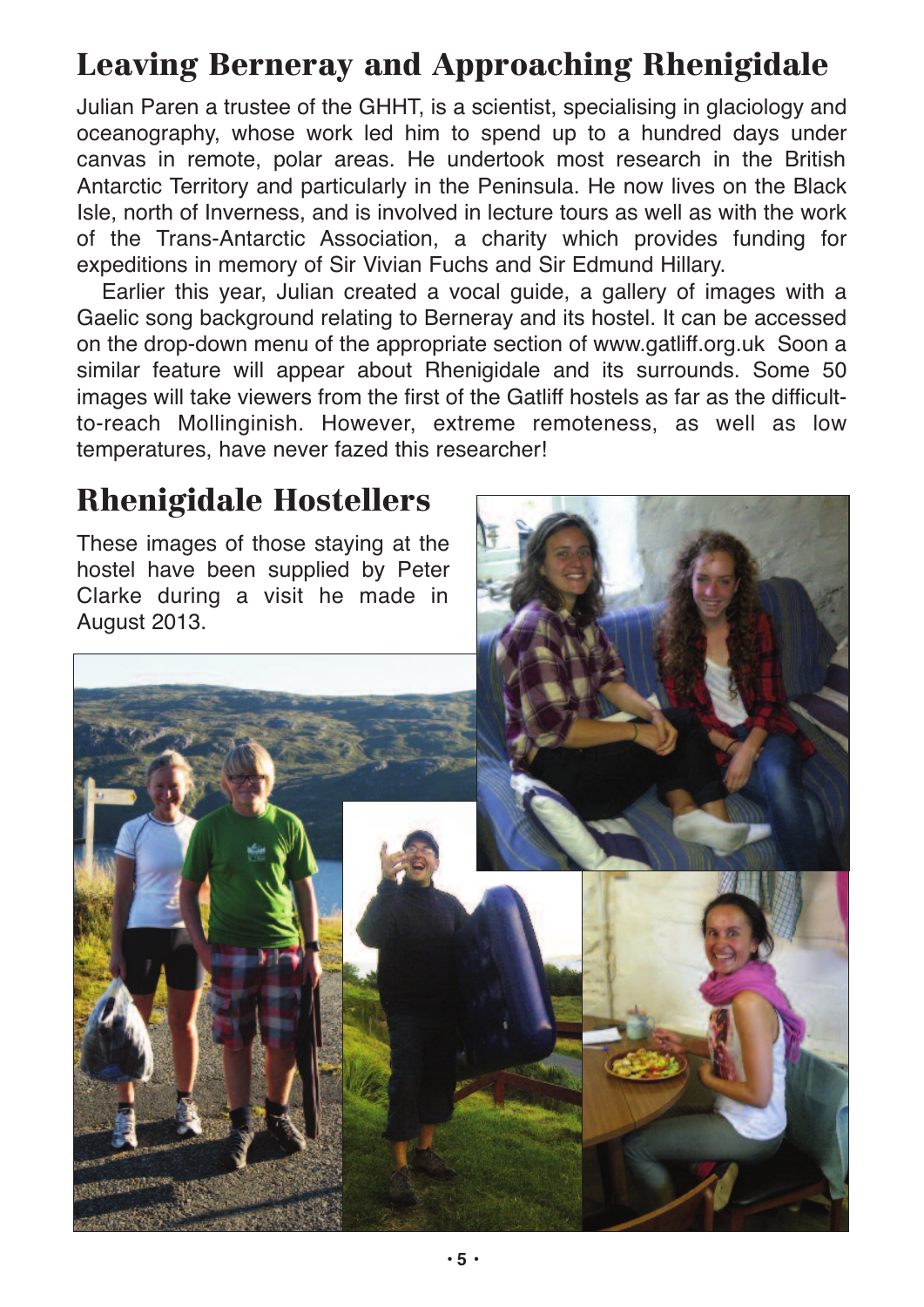## Leaving Berneray and Approaching Rhenigidale

Julian Paren a trustee of the GHHT, is a scientist, specialising in glaciology and oceanography, whose work led him to spend up to a hundred days under canvas in remote, polar areas. He undertook most research in the British Antarctic Territory and particularly in the Peninsula. He now lives on the Black Isle, north of Inverness, and is involved in lecture tours as well as with the work of the Trans-Antarctic Association, a charity which provides funding for expeditions in memory of Sir Vivian Fuchs and Sir Edmund Hillary.

Earlier this year, Julian created a vocal guide, a gallery of images with a Gaelic song background relating to Berneray and its hostel. It can be accessed on the drop-down menu of the appropriate section of www.gatliff.org.uk Soon a similar feature will appear about Rhenigidale and its surrounds. Some 50 images will take viewers from the first of the Gatliff hostels as far as the difficult-to-reach Mollinginish. However, extreme remoteness, as well as low temperatures, have never fazed this researcher!

## Rhenigidale Hostellers

These images of those staying at the hostel have been supplied by Peter Clarke during a visit he made in August 2013.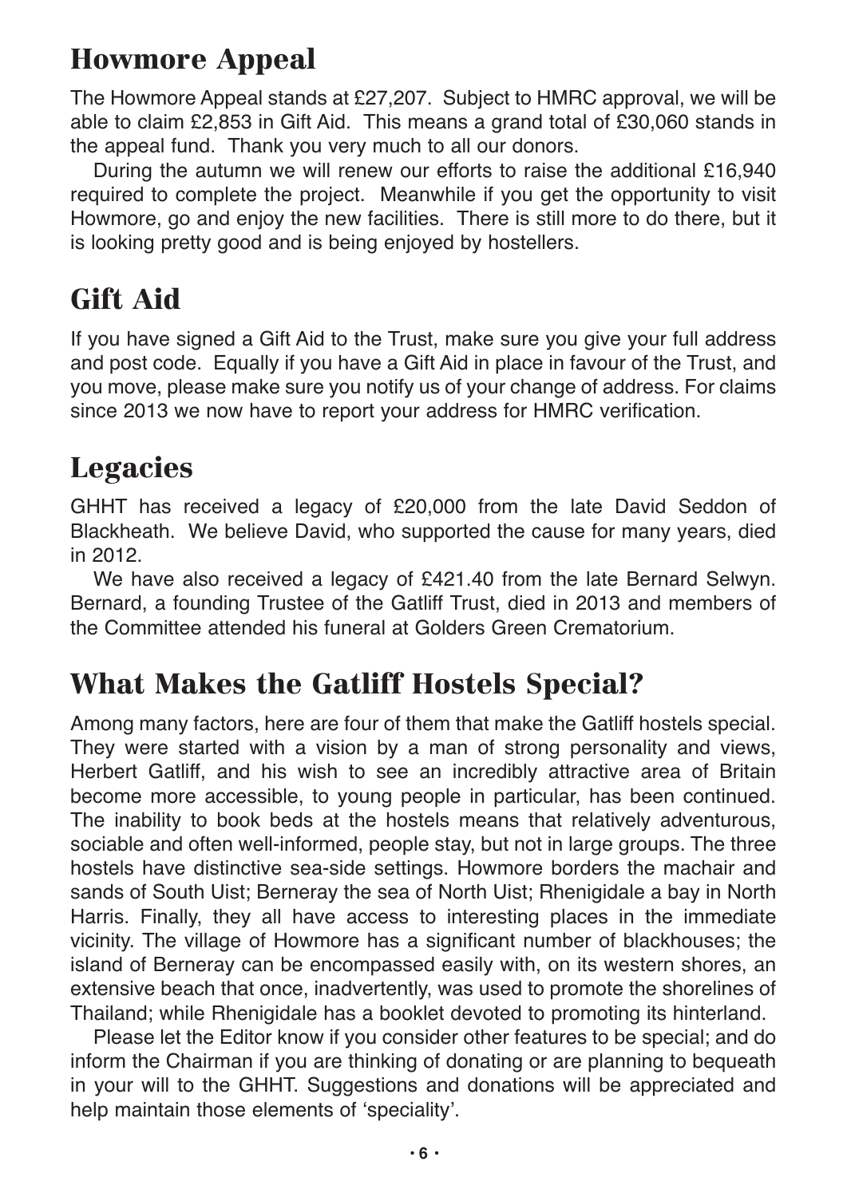## Howmore Appeal

The Howmore Appeal stands at £27,207. Subject to HMRC approval, we will be able to claim £2,853 in Gift Aid. This means a grand total of £30,060 stands in the appeal fund. Thank you very much to all our donors.

During the autumn we will renew our efforts to raise the additional £16,940 required to complete the project. Meanwhile if you get the opportunity to visit Howmore, go and enjoy the new facilities. There is still more to do there, but it is looking pretty good and is being enjoyed by hostellers.

## Gift Aid

If you have signed a Gift Aid to the Trust, make sure you give your full address and post code. Equally if you have a Gift Aid in place in favour of the Trust, and you move, please make sure you notify us of your change of address. For claims since 2013 we now have to report your address for HMRC verification.

## Legacies

GHHT has received a legacy of £20,000 from the late David Seddon of Blackheath. We believe David, who supported the cause for many years, died in 2012.

We have also received a legacy of £421.40 from the late Bernard Selwyn. Bernard, a founding Trustee of the Gatliff Trust, died in 2013 and members of the Committee attended his funeral at Golders Green Crematorium.

## What Makes the Gatliff Hostels Special?

Among many factors, here are four of them that make the Gatliff hostels special. They were started with a vision by a man of strong personality and views, Herbert Gatliff, and his wish to see an incredibly attractive area of Britain become more accessible, to young people in particular, has been continued. The inability to book beds at the hostels means that relatively adventurous, sociable and often well-informed, people stay, but not in large groups. The three hostels have distinctive sea-side settings. Howmore borders the machair and sands of South Uist; Berneray the sea of North Uist; Rhenigidale a bay in North Harris. Finally, they all have access to interesting places in the immediate vicinity. The village of Howmore has a significant number of blackhouses; the island of Berneray can be encompassed easily with, on its western shores, an extensive beach that once, inadvertently, was used to promote the shorelines of Thailand; while Rhenigidale has a booklet devoted to promoting its hinterland.

Please let the Editor know if you consider other features to be special; and do inform the Chairman if you are thinking of donating or are planning to bequeath in your will to the GHHT. Suggestions and donations will be appreciated and help maintain those elements of 'speciality'.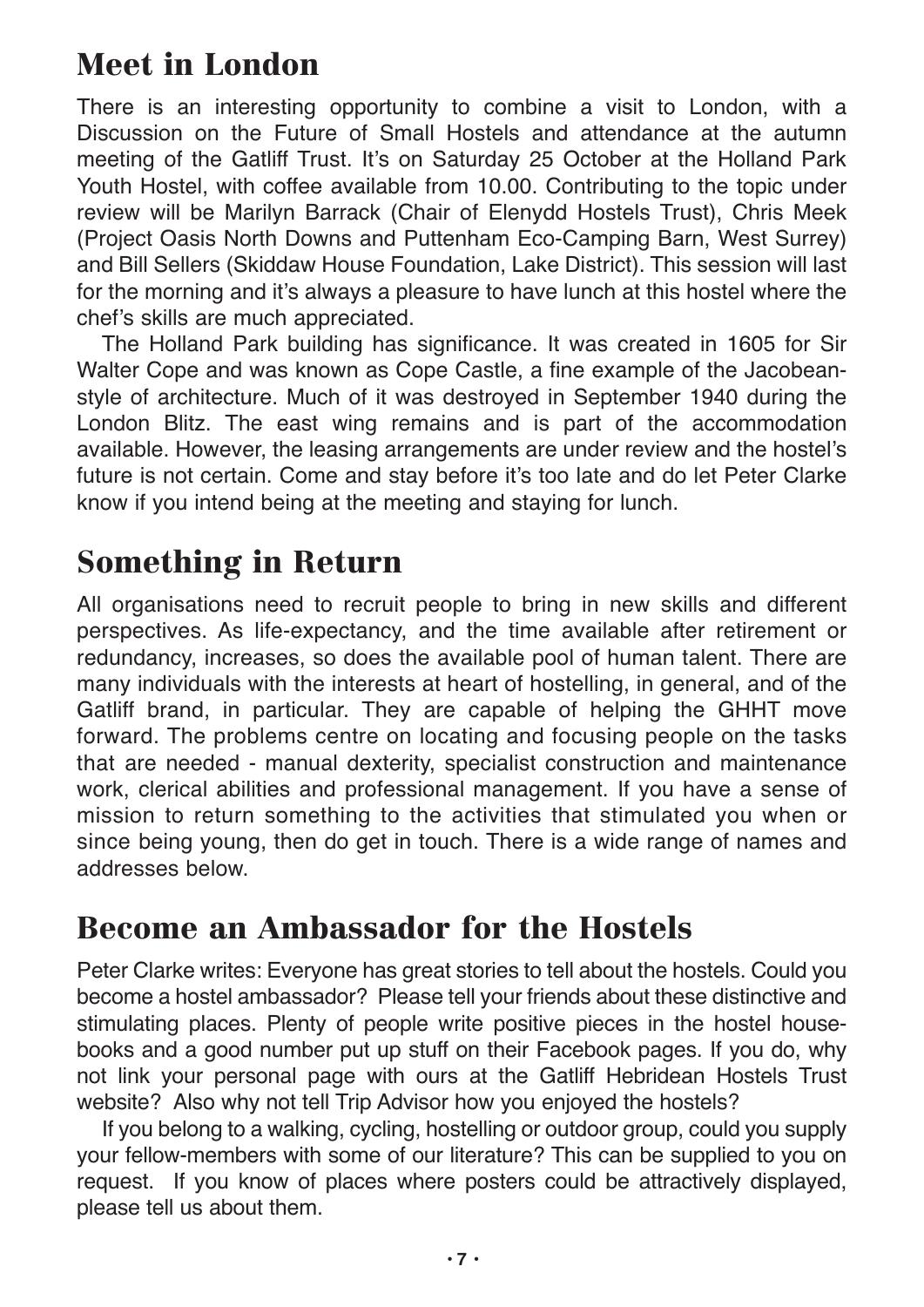## Meet in London

There is an interesting opportunity to combine a visit to London, with a Discussion on the Future of Small Hostels and attendance at the autumn meeting of the Gatliff Trust. It's on Saturday 25 October at the Holland Park Youth Hostel, with coffee available from 10.00. Contributing to the topic under review will be Marilyn Barrack (Chair of Elenydd Hostels Trust), Chris Meek (Project Oasis North Downs and Puttenham Eco-Camping Barn, West Surrey) and Bill Sellers (Skiddaw House Foundation, Lake District). This session will last for the morning and it's always a pleasure to have lunch at this hostel where the chef's skills are much appreciated.

The Holland Park building has significance. It was created in 1605 for Sir Walter Cope and was known as Cope Castle, a fine example of the Jacobean-style of architecture. Much of it was destroyed in September 1940 during the London Blitz. The east wing remains and is part of the accommodation available. However, the leasing arrangements are under review and the hostel's future is not certain. Come and stay before it's too late and do let Peter Clarke know if you intend being at the meeting and staying for lunch.

## Something in Return

All organisations need to recruit people to bring in new skills and different perspectives. As life-expectancy, and the time available after retirement or redundancy, increases, so does the available pool of human talent. There are many individuals with the interests at heart of hostelling, in general, and of the Gatliff brand, in particular. They are capable of helping the GHHT move forward. The problems centre on locating and focusing people on the tasks that are needed - manual dexterity, specialist construction and maintenance work, clerical abilities and professional management. If you have a sense of mission to return something to the activities that stimulated you when or since being young, then do get in touch. There is a wide range of names and addresses below.

## Become an Ambassador for the Hostels

Peter Clarke writes: Everyone has great stories to tell about the hostels. Could you become a hostel ambassador? Please tell your friends about these distinctive and stimulating places. Plenty of people write positive pieces in the hostel house-books and a good number put up stuff on their Facebook pages. If you do, why not link your personal page with ours at the Gatliff Hebridean Hostels Trust website? Also why not tell Trip Advisor how you enjoyed the hostels?

If you belong to a walking, cycling, hostelling or outdoor group, could you supply your fellow-members with some of our literature? This can be supplied to you on request. If you know of places where posters could be attractively displayed, please tell us about them.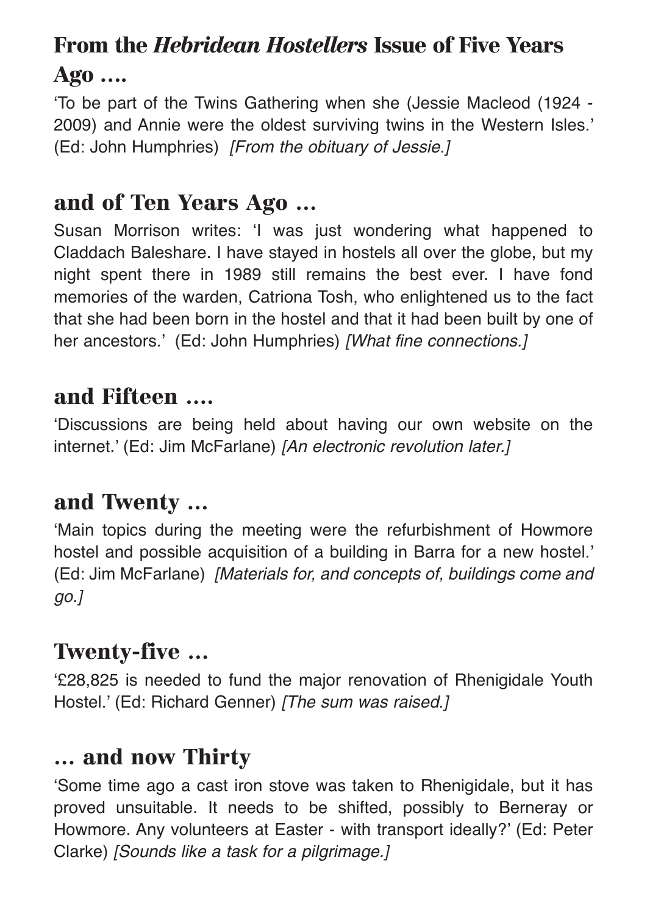## From the *Hebridean Hostellers* Issue of Five Years Ago ....

'To be part of the Twins Gathering when she (Jessie Macleod (1924 - 2009) and Annie were the oldest surviving twins in the Western Isles.' (Ed: John Humphries) *[From the obituary of Jessie.]*

## and of Ten Years Ago ...

Susan Morrison writes: 'I was just wondering what happened to Claddach Baleshare. I have stayed in hostels all over the globe, but my night spent there in 1989 still remains the best ever. I have fond memories of the warden, Catriona Tosh, who enlightened us to the fact that she had been born in the hostel and that it had been built by one of her ancestors.' (Ed: John Humphries) *[What fine connections.]*

## and Fifteen ....

'Discussions are being held about having our own website on the internet.' (Ed: Jim McFarlane) *[An electronic revolution later.]*

## and Twenty ...

'Main topics during the meeting were the refurbishment of Howmore hostel and possible acquisition of a building in Barra for a new hostel.' (Ed: Jim McFarlane) *[Materials for, and concepts of, buildings come and go.]*

## Twenty-five ...

'£28,825 is needed to fund the major renovation of Rhenigidale Youth Hostel.' (Ed: Richard Genner) *[The sum was raised.]*

## ... and now Thirty

'Some time ago a cast iron stove was taken to Rhenigidale, but it has proved unsuitable. It needs to be shifted, possibly to Berneray or Howmore. Any volunteers at Easter - with transport ideally?' (Ed: Peter Clarke) *[Sounds like a task for a pilgrimage.]*